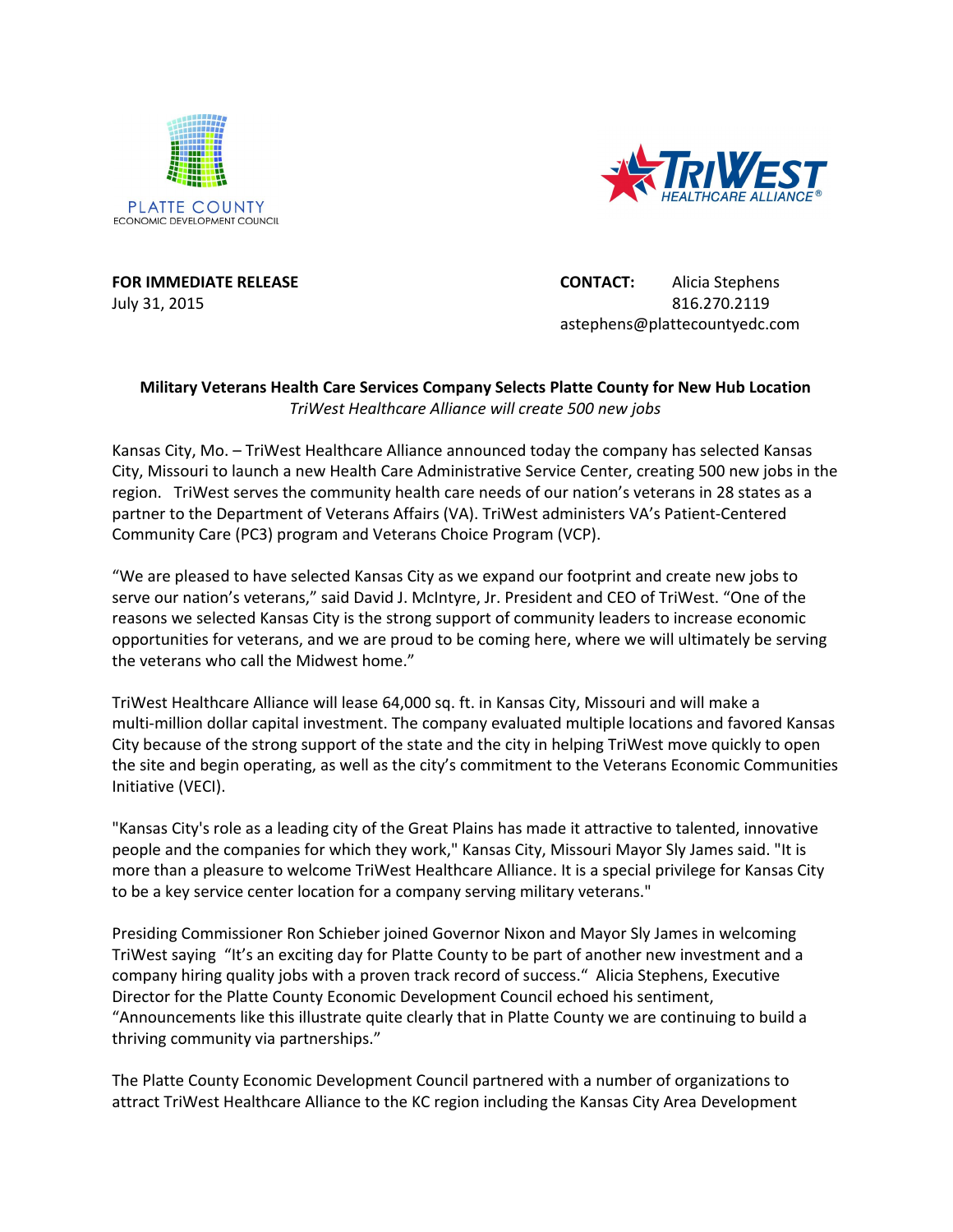PLATTE COUNTY
ECONOMIC DEVELOPMENT COUNCIL

TRIWEST
HEALTHCARE ALLIANCE®

**FOR IMMEDIATE RELEASE**
July 31, 2015

**CONTACT:** Alicia Stephens
816.270.2119
astephens@plattecountyedc.com

**Military Veterans Health Care Services Company Selects Platte County for New Hub Location**
*TriWest Healthcare Alliance will create 500 new jobs*

Kansas City, Mo. – TriWest Healthcare Alliance announced today the company has selected Kansas City, Missouri to launch a new Health Care Administrative Service Center, creating 500 new jobs in the region. TriWest serves the community health care needs of our nation's veterans in 28 states as a partner to the Department of Veterans Affairs (VA). TriWest administers VA's Patient-Centered Community Care (PC3) program and Veterans Choice Program (VCP).

"We are pleased to have selected Kansas City as we expand our footprint and create new jobs to serve our nation's veterans," said David J. McIntyre, Jr. President and CEO of TriWest. "One of the reasons we selected Kansas City is the strong support of community leaders to increase economic opportunities for veterans, and we are proud to be coming here, where we will ultimately be serving the veterans who call the Midwest home."

TriWest Healthcare Alliance will lease 64,000 sq. ft. in Kansas City, Missouri and will make a multi-million dollar capital investment. The company evaluated multiple locations and favored Kansas City because of the strong support of the state and the city in helping TriWest move quickly to open the site and begin operating, as well as the city's commitment to the Veterans Economic Communities Initiative (VECI).

"Kansas City's role as a leading city of the Great Plains has made it attractive to talented, innovative people and the companies for which they work," Kansas City, Missouri Mayor Sly James said. "It is more than a pleasure to welcome TriWest Healthcare Alliance. It is a special privilege for Kansas City to be a key service center location for a company serving military veterans."

Presiding Commissioner Ron Schieber joined Governor Nixon and Mayor Sly James in welcoming TriWest saying "It's an exciting day for Platte County to be part of another new investment and a company hiring quality jobs with a proven track record of success." Alicia Stephens, Executive Director for the Platte County Economic Development Council echoed his sentiment, "Announcements like this illustrate quite clearly that in Platte County we are continuing to build a thriving community via partnerships."

The Platte County Economic Development Council partnered with a number of organizations to attract TriWest Healthcare Alliance to the KC region including the Kansas City Area Development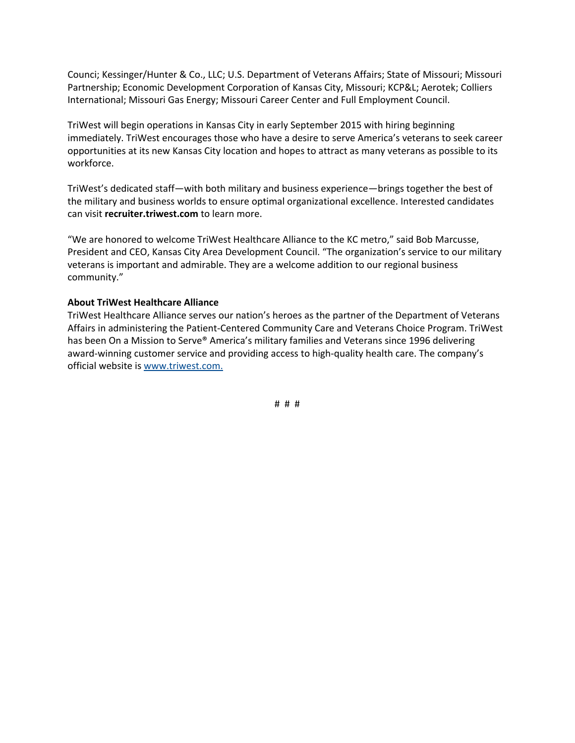Counci; Kessinger/Hunter & Co., LLC; U.S. Department of Veterans Affairs; State of Missouri; Missouri Partnership; Economic Development Corporation of Kansas City, Missouri; KCP&L; Aerotek; Colliers International; Missouri Gas Energy; Missouri Career Center and Full Employment Council.

TriWest will begin operations in Kansas City in early September 2015 with hiring beginning immediately. TriWest encourages those who have a desire to serve America's veterans to seek career opportunities at its new Kansas City location and hopes to attract as many veterans as possible to its workforce.

TriWest's dedicated staff—with both military and business experience—brings together the best of the military and business worlds to ensure optimal organizational excellence. Interested candidates can visit **recruiter.triwest.com** to learn more.

"We are honored to welcome TriWest Healthcare Alliance to the KC metro," said Bob Marcusse, President and CEO, Kansas City Area Development Council. "The organization's service to our military veterans is important and admirable. They are a welcome addition to our regional business community."

**About TriWest Healthcare Alliance**

TriWest Healthcare Alliance serves our nation's heroes as the partner of the Department of Veterans Affairs in administering the Patient-Centered Community Care and Veterans Choice Program. TriWest has been On a Mission to Serve® America's military families and Veterans since 1996 delivering award-winning customer service and providing access to high-quality health care. The company's official website is [www.triwest.com.](http://www.triwest.com)

# # #